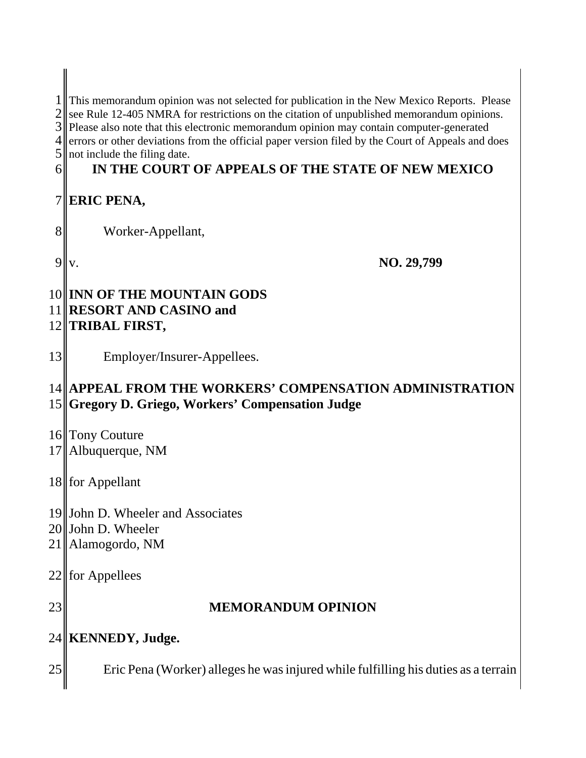This memorandum opinion was not selected for publication in the New Mexico Reports. Please see Rule 12-405 NMRA for restrictions on the citation of unpublished memorandum opinions. Please also note that this electronic memorandum opinion may contain computer-generated errors or other deviations from the official paper version filed by the Court of Appeals and does not include the filing date.

# IN THE COURT OF APPEALS OF THE STATE OF NEW MEXICO

**ERIC PENA,**

Worker-Appellant,

v. **NO. 29,799**

**INN OF THE MOUNTAIN GODS RESORT AND CASINO and TRIBAL FIRST,**

Employer/Insurer-Appellees.

**APPEAL FROM THE WORKERS' COMPENSATION ADMINISTRATION**
**Gregory D. Griego, Workers' Compensation Judge**

Tony Couture
Albuquerque, NM

for Appellant

John D. Wheeler and Associates
John D. Wheeler
Alamogordo, NM

for Appellees

## MEMORANDUM OPINION

**KENNEDY, Judge.**

Eric Pena (Worker) alleges he was injured while fulfilling his duties as a terrain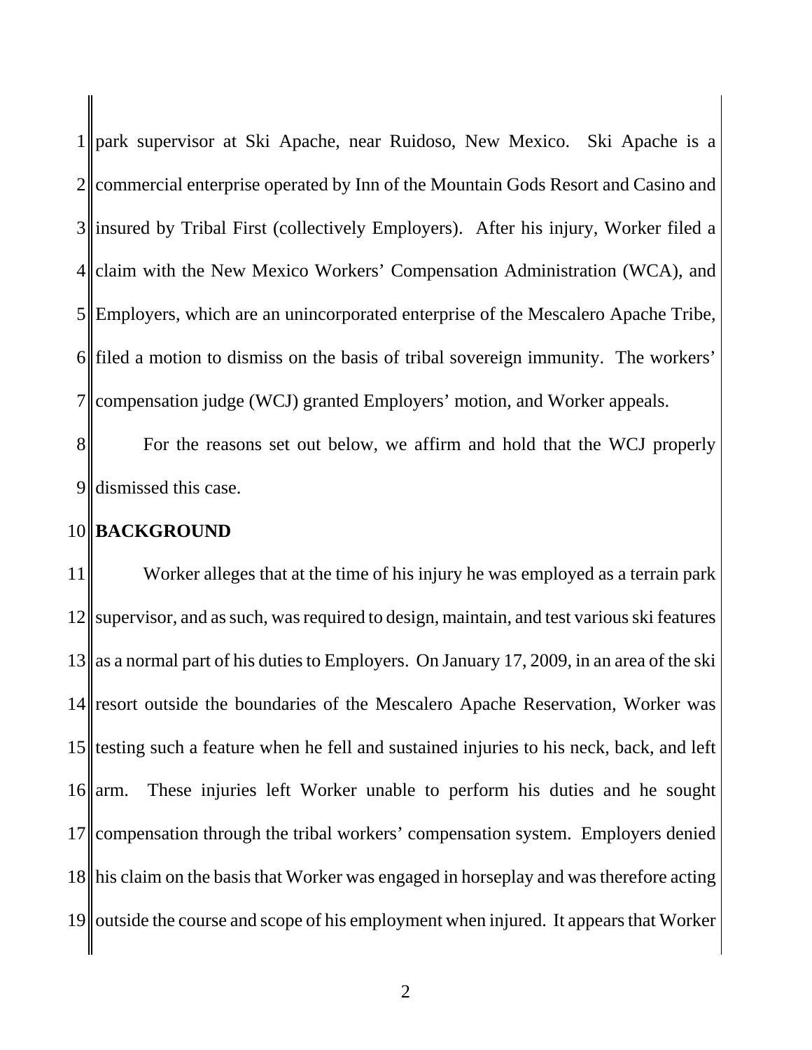park supervisor at Ski Apache, near Ruidoso, New Mexico. Ski Apache is a commercial enterprise operated by Inn of the Mountain Gods Resort and Casino and insured by Tribal First (collectively Employers). After his injury, Worker filed a claim with the New Mexico Workers' Compensation Administration (WCA), and Employers, which are an unincorporated enterprise of the Mescalero Apache Tribe, filed a motion to dismiss on the basis of tribal sovereign immunity. The workers' compensation judge (WCJ) granted Employers' motion, and Worker appeals.

For the reasons set out below, we affirm and hold that the WCJ properly dismissed this case.

## BACKGROUND

Worker alleges that at the time of his injury he was employed as a terrain park supervisor, and as such, was required to design, maintain, and test various ski features as a normal part of his duties to Employers. On January 17, 2009, in an area of the ski resort outside the boundaries of the Mescalero Apache Reservation, Worker was testing such a feature when he fell and sustained injuries to his neck, back, and left arm. These injuries left Worker unable to perform his duties and he sought compensation through the tribal workers' compensation system. Employers denied his claim on the basis that Worker was engaged in horseplay and was therefore acting outside the course and scope of his employment when injured. It appears that Worker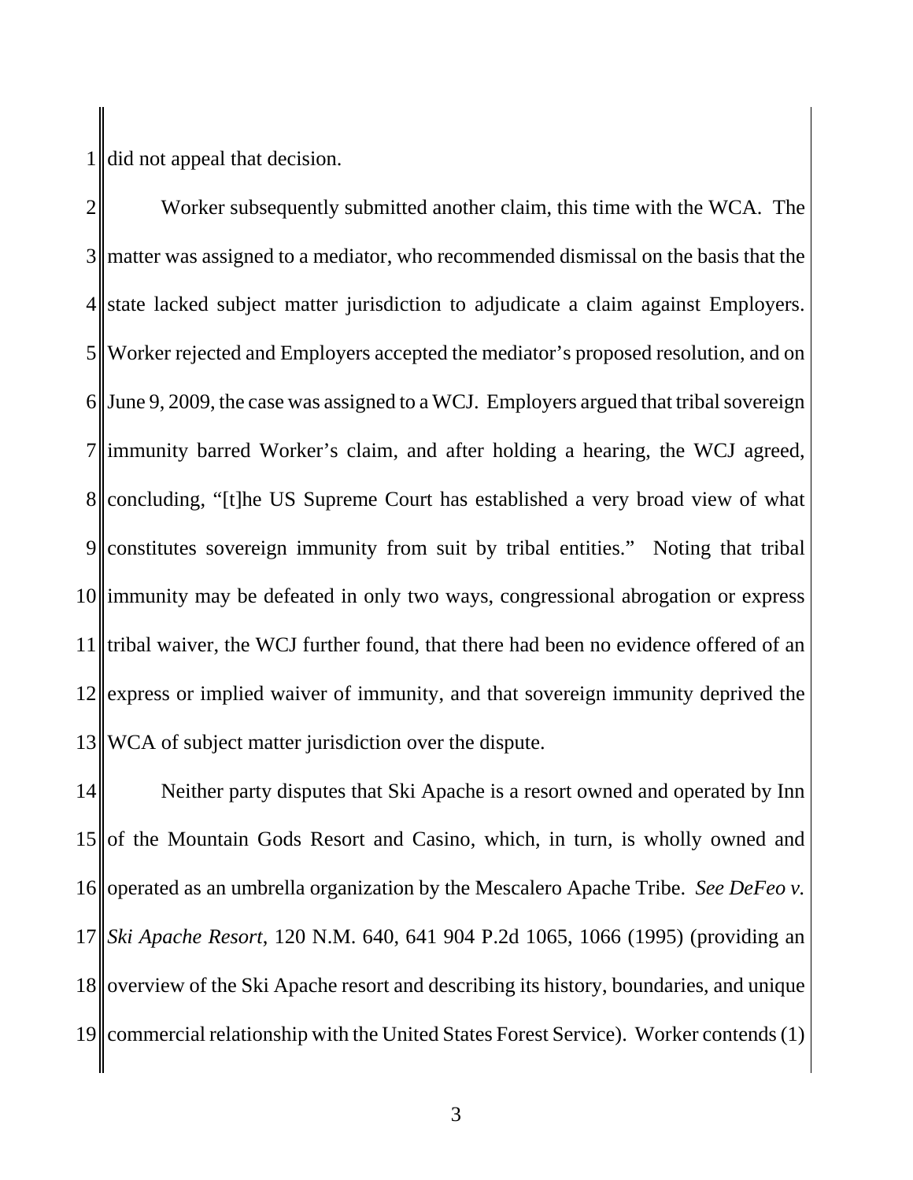did not appeal that decision.

Worker subsequently submitted another claim, this time with the WCA. The matter was assigned to a mediator, who recommended dismissal on the basis that the state lacked subject matter jurisdiction to adjudicate a claim against Employers. Worker rejected and Employers accepted the mediator's proposed resolution, and on June 9, 2009, the case was assigned to a WCJ. Employers argued that tribal sovereign immunity barred Worker's claim, and after holding a hearing, the WCJ agreed, concluding, "[t]he US Supreme Court has established a very broad view of what constitutes sovereign immunity from suit by tribal entities." Noting that tribal immunity may be defeated in only two ways, congressional abrogation or express tribal waiver, the WCJ further found, that there had been no evidence offered of an express or implied waiver of immunity, and that sovereign immunity deprived the WCA of subject matter jurisdiction over the dispute.

Neither party disputes that Ski Apache is a resort owned and operated by Inn of the Mountain Gods Resort and Casino, which, in turn, is wholly owned and operated as an umbrella organization by the Mescalero Apache Tribe. *See DeFeo v. Ski Apache Resort*, 120 N.M. 640, 641 904 P.2d 1065, 1066 (1995) (providing an overview of the Ski Apache resort and describing its history, boundaries, and unique commercial relationship with the United States Forest Service). Worker contends (1)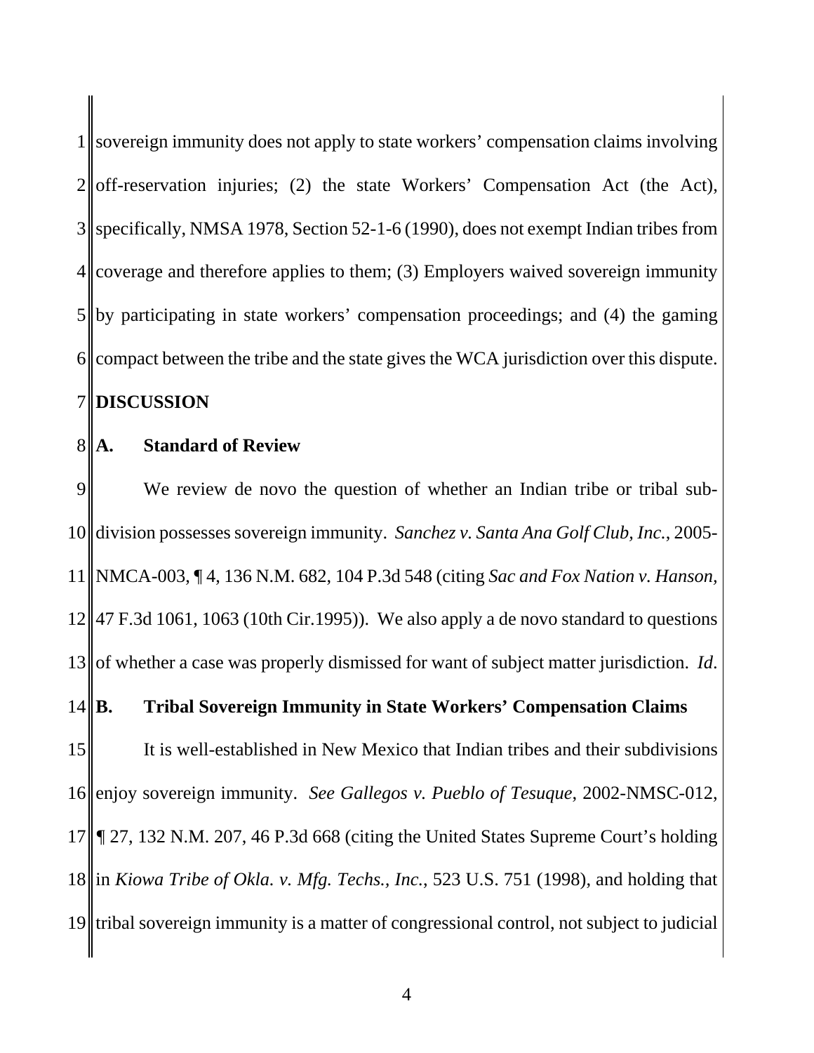sovereign immunity does not apply to state workers' compensation claims involving off-reservation injuries; (2) the state Workers' Compensation Act (the Act), specifically, NMSA 1978, Section 52-1-6 (1990), does not exempt Indian tribes from coverage and therefore applies to them; (3) Employers waived sovereign immunity by participating in state workers' compensation proceedings; and (4) the gaming compact between the tribe and the state gives the WCA jurisdiction over this dispute.

**DISCUSSION**

**A. Standard of Review**

We review de novo the question of whether an Indian tribe or tribal sub-division possesses sovereign immunity. *Sanchez v. Santa Ana Golf Club, Inc.*, 2005-NMCA-003, ¶ 4, 136 N.M. 682, 104 P.3d 548 (citing *Sac and Fox Nation v. Hanson*, 47 F.3d 1061, 1063 (10th Cir.1995)). We also apply a de novo standard to questions of whether a case was properly dismissed for want of subject matter jurisdiction. *Id*.

**B. Tribal Sovereign Immunity in State Workers' Compensation Claims**

It is well-established in New Mexico that Indian tribes and their subdivisions enjoy sovereign immunity. *See Gallegos v. Pueblo of Tesuque*, 2002-NMSC-012, ¶ 27, 132 N.M. 207, 46 P.3d 668 (citing the United States Supreme Court's holding in *Kiowa Tribe of Okla. v. Mfg. Techs., Inc.*, 523 U.S. 751 (1998), and holding that tribal sovereign immunity is a matter of congressional control, not subject to judicial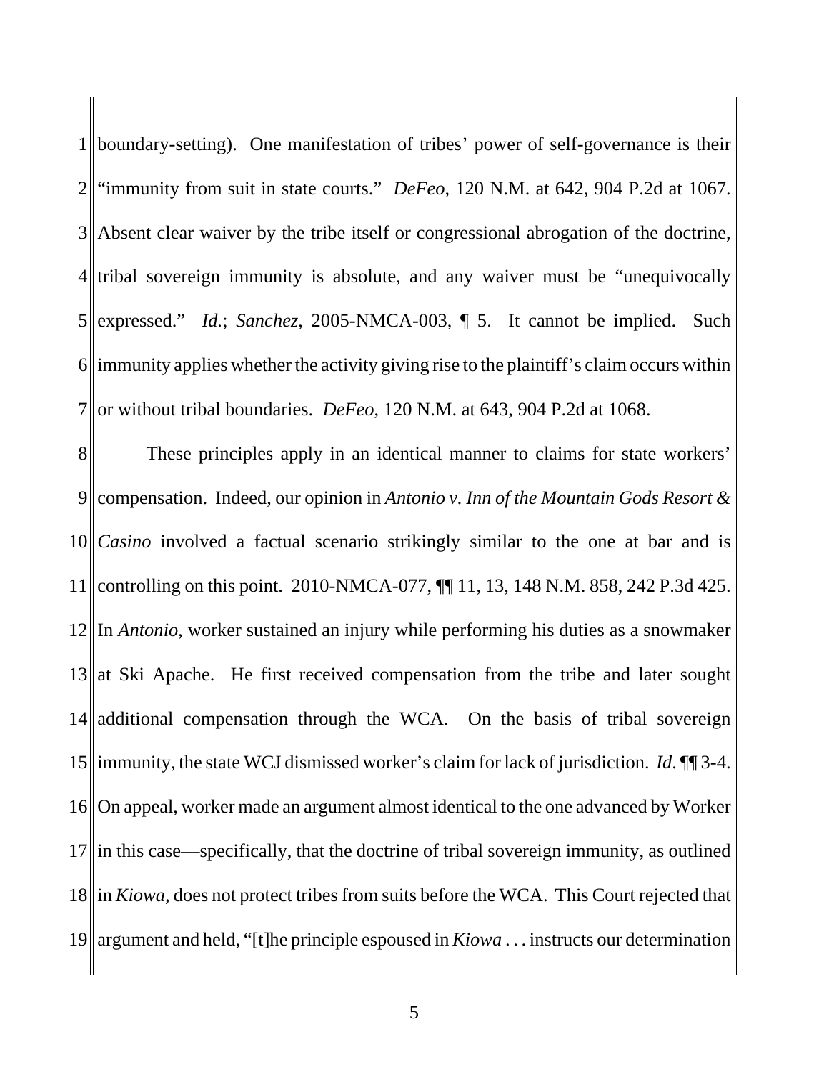boundary-setting). One manifestation of tribes' power of self-governance is their "immunity from suit in state courts." *DeFeo*, 120 N.M. at 642, 904 P.2d at 1067. Absent clear waiver by the tribe itself or congressional abrogation of the doctrine, tribal sovereign immunity is absolute, and any waiver must be "unequivocally expressed." *Id.*; *Sanchez*, 2005-NMCA-003, ¶ 5. It cannot be implied. Such immunity applies whether the activity giving rise to the plaintiff's claim occurs within or without tribal boundaries. *DeFeo*, 120 N.M. at 643, 904 P.2d at 1068.

These principles apply in an identical manner to claims for state workers' compensation. Indeed, our opinion in *Antonio v. Inn of the Mountain Gods Resort & Casino* involved a factual scenario strikingly similar to the one at bar and is controlling on this point. 2010-NMCA-077, ¶¶ 11, 13, 148 N.M. 858, 242 P.3d 425. In *Antonio*, worker sustained an injury while performing his duties as a snowmaker at Ski Apache. He first received compensation from the tribe and later sought additional compensation through the WCA. On the basis of tribal sovereign immunity, the state WCJ dismissed worker's claim for lack of jurisdiction. *Id*. ¶¶ 3-4. On appeal, worker made an argument almost identical to the one advanced by Worker in this case—specifically, that the doctrine of tribal sovereign immunity, as outlined in *Kiowa*, does not protect tribes from suits before the WCA. This Court rejected that argument and held, "[t]he principle espoused in *Kiowa* . . . instructs our determination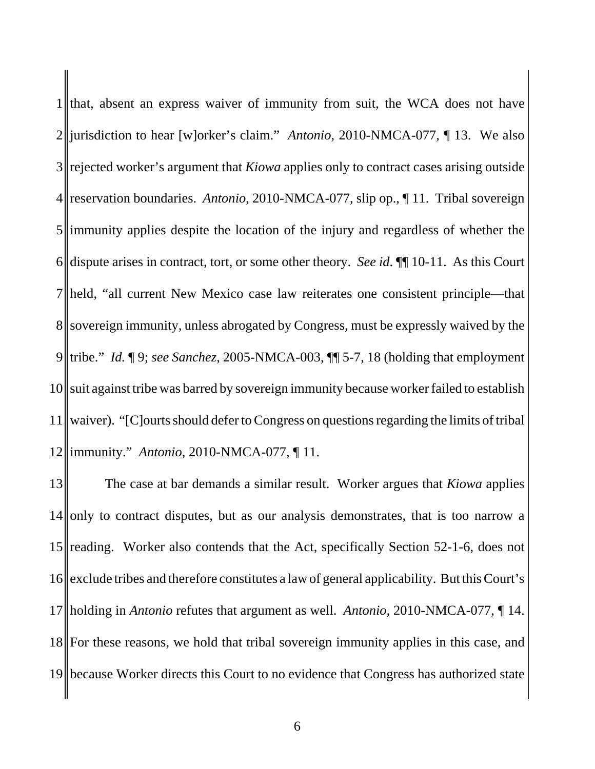that, absent an express waiver of immunity from suit, the WCA does not have jurisdiction to hear [w]orker's claim." *Antonio*, 2010-NMCA-077, ¶ 13. We also rejected worker's argument that *Kiowa* applies only to contract cases arising outside reservation boundaries. *Antonio*, 2010-NMCA-077, slip op., ¶ 11. Tribal sovereign immunity applies despite the location of the injury and regardless of whether the dispute arises in contract, tort, or some other theory. *See id*. ¶¶ 10-11. As this Court held, "all current New Mexico case law reiterates one consistent principle—that sovereign immunity, unless abrogated by Congress, must be expressly waived by the tribe." *Id.* ¶ 9; *see Sanchez*, 2005-NMCA-003, ¶¶ 5-7, 18 (holding that employment suit against tribe was barred by sovereign immunity because worker failed to establish waiver). "[C]ourts should defer to Congress on questions regarding the limits of tribal immunity." *Antonio*, 2010-NMCA-077, ¶ 11.

The case at bar demands a similar result. Worker argues that *Kiowa* applies only to contract disputes, but as our analysis demonstrates, that is too narrow a reading. Worker also contends that the Act, specifically Section 52-1-6, does not exclude tribes and therefore constitutes a law of general applicability. But this Court's holding in *Antonio* refutes that argument as well. *Antonio*, 2010-NMCA-077, ¶ 14. For these reasons, we hold that tribal sovereign immunity applies in this case, and because Worker directs this Court to no evidence that Congress has authorized state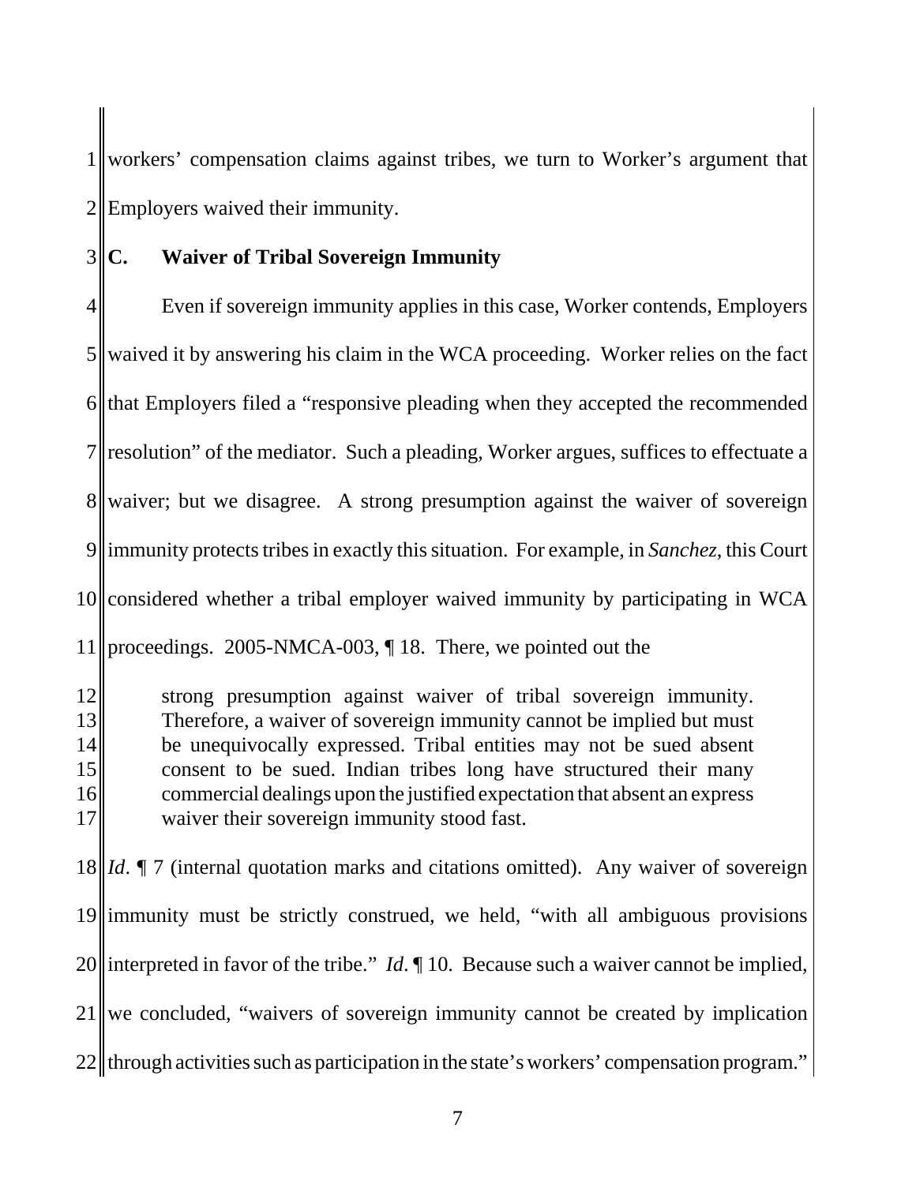workers' compensation claims against tribes, we turn to Worker's argument that Employers waived their immunity.

### C. Waiver of Tribal Sovereign Immunity

Even if sovereign immunity applies in this case, Worker contends, Employers waived it by answering his claim in the WCA proceeding. Worker relies on the fact that Employers filed a "responsive pleading when they accepted the recommended resolution" of the mediator. Such a pleading, Worker argues, suffices to effectuate a waiver; but we disagree. A strong presumption against the waiver of sovereign immunity protects tribes in exactly this situation. For example, in *Sanchez*, this Court considered whether a tribal employer waived immunity by participating in WCA proceedings. 2005-NMCA-003, ¶ 18. There, we pointed out the

> strong presumption against waiver of tribal sovereign immunity. Therefore, a waiver of sovereign immunity cannot be implied but must be unequivocally expressed. Tribal entities may not be sued absent consent to be sued. Indian tribes long have structured their many commercial dealings upon the justified expectation that absent an express waiver their sovereign immunity stood fast.

*Id*. ¶ 7 (internal quotation marks and citations omitted). Any waiver of sovereign immunity must be strictly construed, we held, "with all ambiguous provisions interpreted in favor of the tribe." *Id*. ¶ 10. Because such a waiver cannot be implied, we concluded, "waivers of sovereign immunity cannot be created by implication through activities such as participation in the state's workers' compensation program."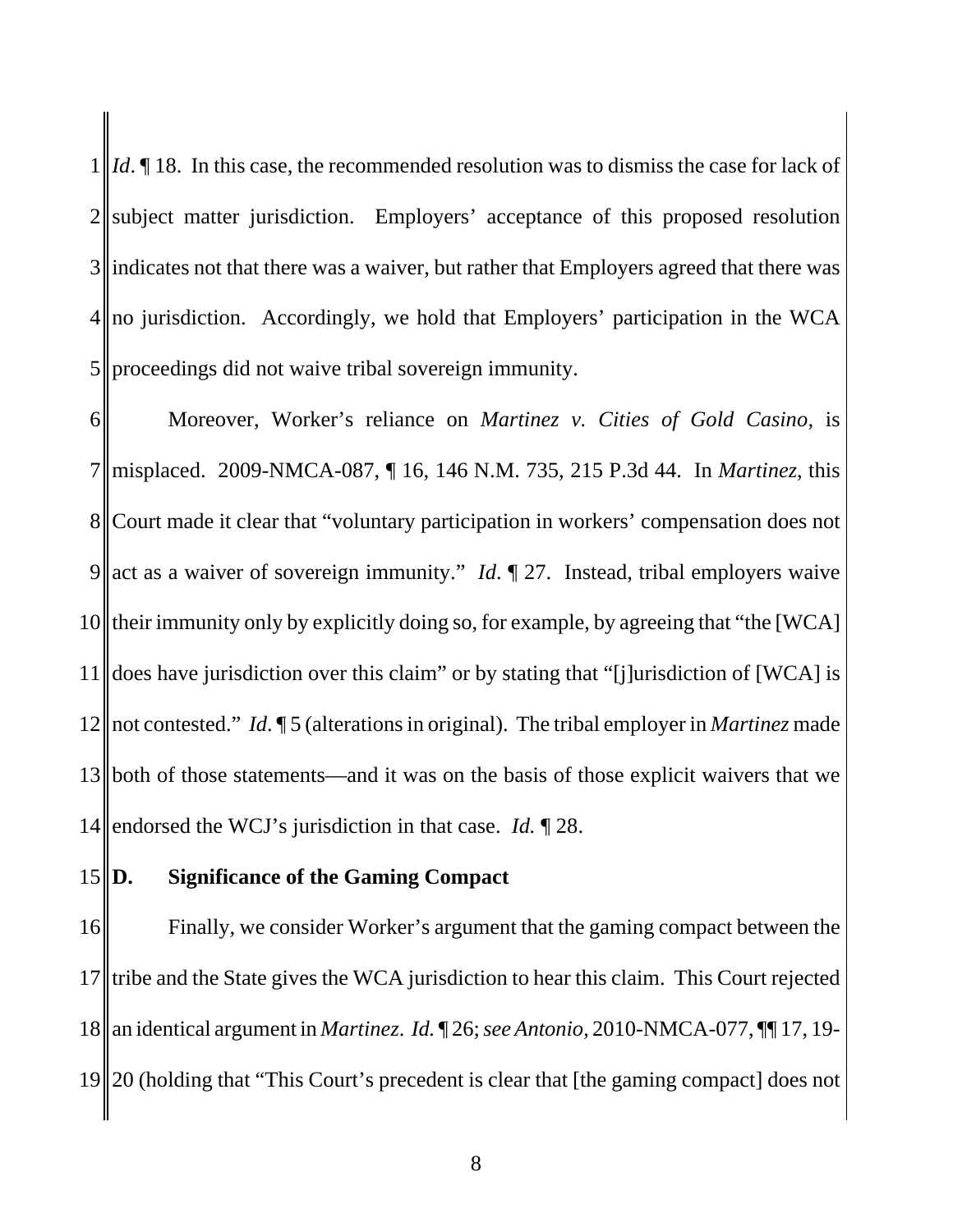*Id*. ¶ 18. In this case, the recommended resolution was to dismiss the case for lack of subject matter jurisdiction. Employers' acceptance of this proposed resolution indicates not that there was a waiver, but rather that Employers agreed that there was no jurisdiction. Accordingly, we hold that Employers' participation in the WCA proceedings did not waive tribal sovereign immunity.

Moreover, Worker's reliance on *Martinez v. Cities of Gold Casino*, is misplaced. 2009-NMCA-087, ¶ 16, 146 N.M. 735, 215 P.3d 44. In *Martinez*, this Court made it clear that "voluntary participation in workers' compensation does not act as a waiver of sovereign immunity." *Id*. ¶ 27. Instead, tribal employers waive their immunity only by explicitly doing so, for example, by agreeing that "the [WCA] does have jurisdiction over this claim" or by stating that "[j]urisdiction of [WCA] is not contested." *Id*. ¶ 5 (alterations in original). The tribal employer in *Martinez* made both of those statements—and it was on the basis of those explicit waivers that we endorsed the WCJ's jurisdiction in that case. *Id.* ¶ 28.

**D. Significance of the Gaming Compact**

Finally, we consider Worker's argument that the gaming compact between the tribe and the State gives the WCA jurisdiction to hear this claim. This Court rejected an identical argument in *Martinez*. *Id.* ¶ 26; *see Antonio*, 2010-NMCA-077, ¶¶ 17, 19-20 (holding that "This Court's precedent is clear that [the gaming compact] does not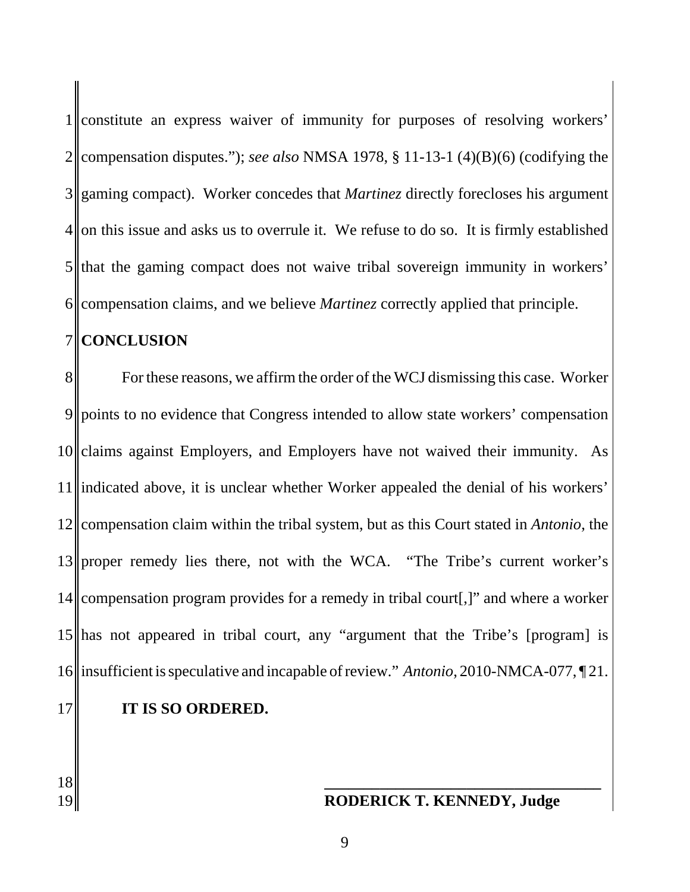constitute an express waiver of immunity for purposes of resolving workers' compensation disputes."); *see also* NMSA 1978, § 11-13-1 (4)(B)(6) (codifying the gaming compact). Worker concedes that *Martinez* directly forecloses his argument on this issue and asks us to overrule it. We refuse to do so. It is firmly established that the gaming compact does not waive tribal sovereign immunity in workers' compensation claims, and we believe *Martinez* correctly applied that principle.

**CONCLUSION**

For these reasons, we affirm the order of the WCJ dismissing this case. Worker points to no evidence that Congress intended to allow state workers' compensation claims against Employers, and Employers have not waived their immunity. As indicated above, it is unclear whether Worker appealed the denial of his workers' compensation claim within the tribal system, but as this Court stated in *Antonio*, the proper remedy lies there, not with the WCA. "The Tribe's current worker's compensation program provides for a remedy in tribal court[,]" and where a worker has not appeared in tribal court, any "argument that the Tribe's [program] is insufficient is speculative and incapable of review." *Antonio*, 2010-NMCA-077, ¶ 21.

**IT IS SO ORDERED.**

\_\_\_\_\_\_\_\_\_\_\_\_\_\_\_\_\_\_\_\_\_\_\_\_\_\_\_\_\_\_\_\_\_\_\_\_

**RODERICK T. KENNEDY, Judge**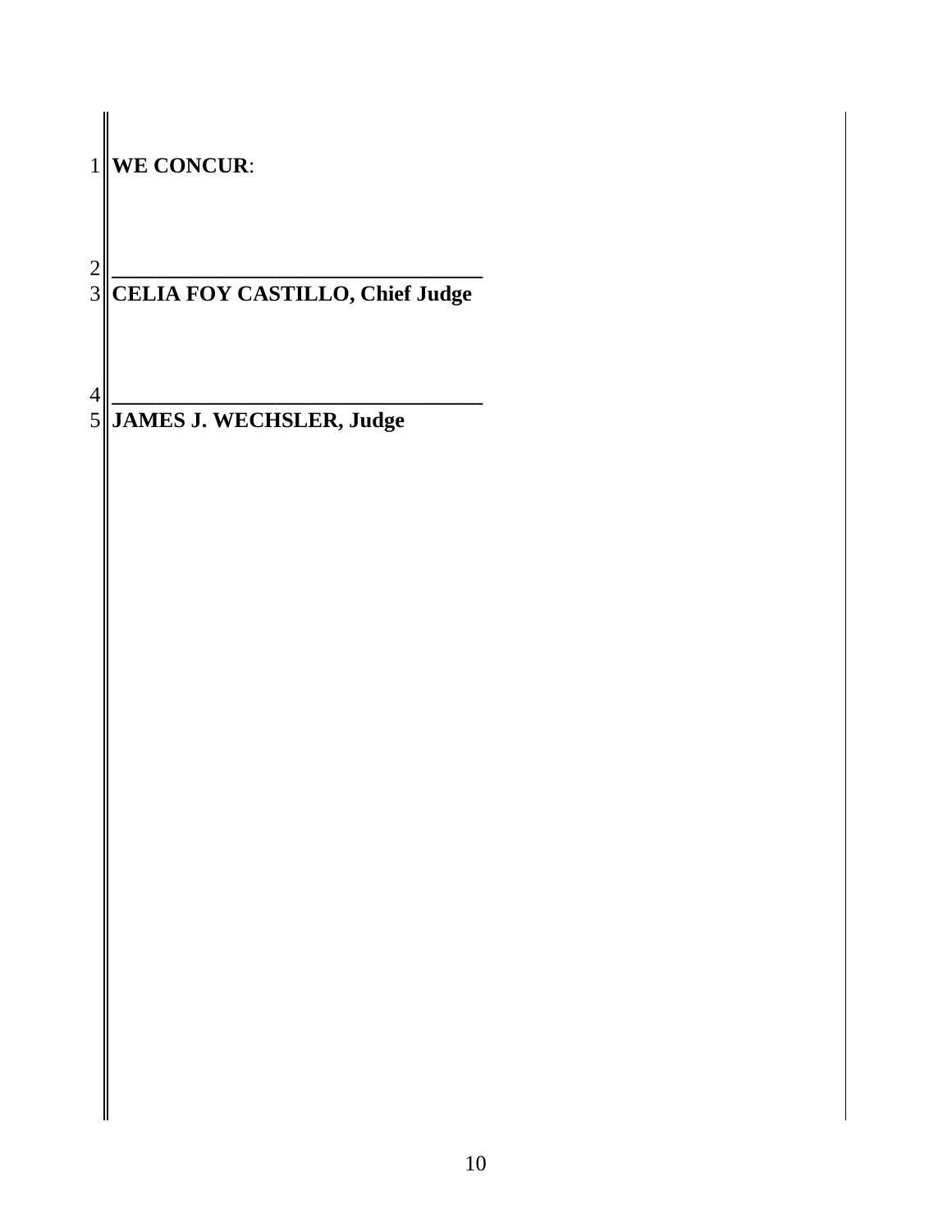**WE CONCUR**:

___________________________________

**CELIA FOY CASTILLO, Chief Judge**

___________________________________

**JAMES J. WECHSLER, Judge**